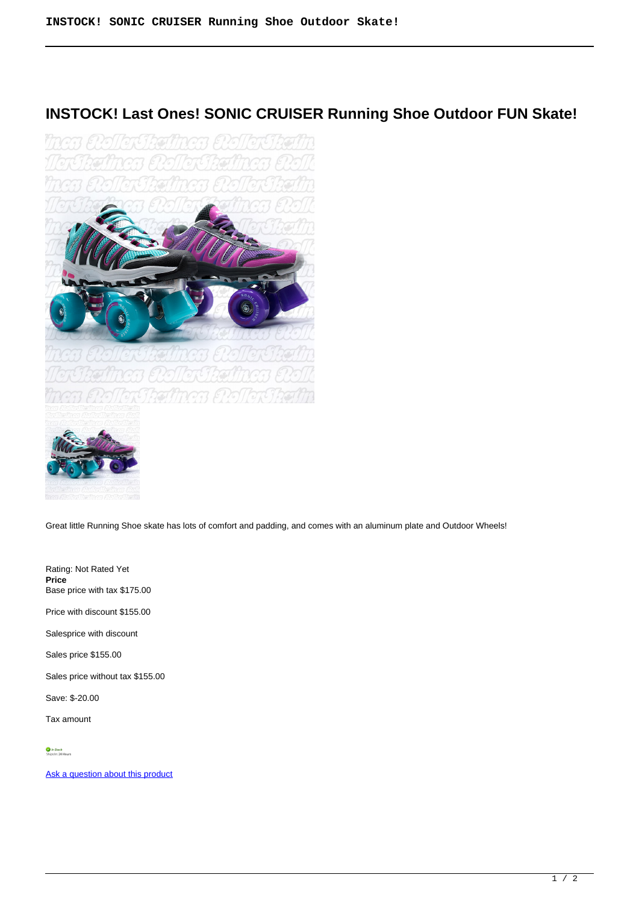# INSTOCK! Last Ones! SONIC CRUISER Running Shoe Outdoor FUN Skate!

Great little Running Shoe skate has lots of comfort and padding, and comes with an aluminum plate and Outdoor Wheels!

Rating: Not Rated Yet
**Price**
Base price with tax $175.00

Price with discount $155.00

Salesprice with discount

Sales price $155.00

Sales price without tax $155.00

Save: $-20.00

Tax amount

[Ask a question about this product]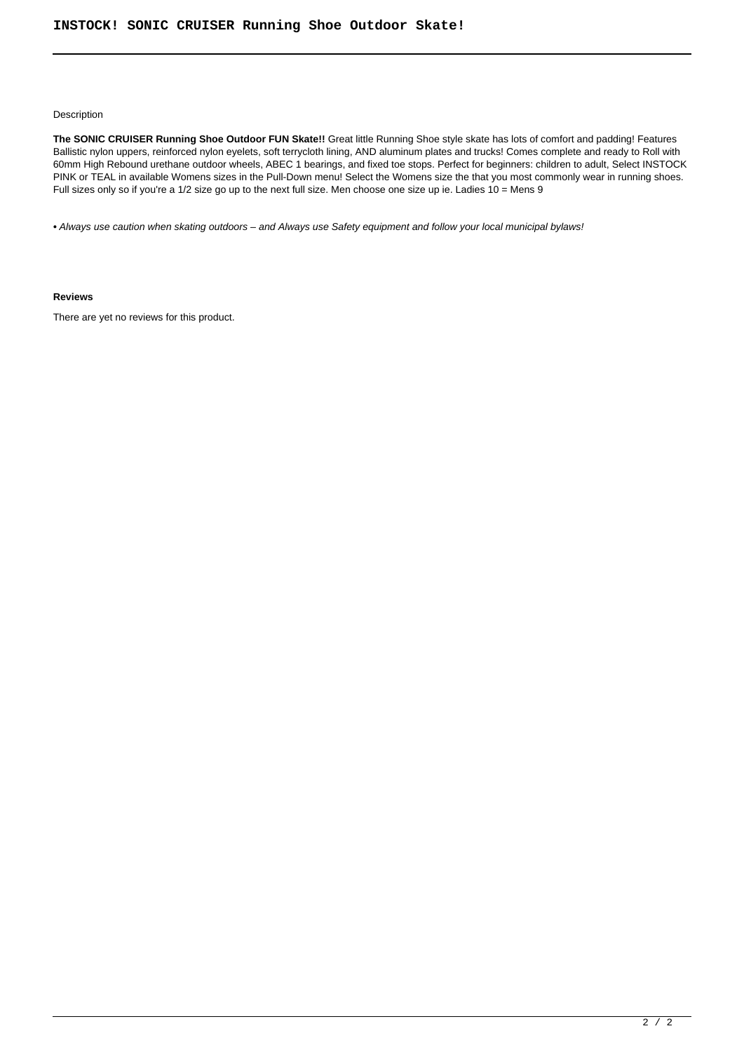# INSTOCK! SONIC CRUISER Running Shoe Outdoor Skate!

Description

**The SONIC CRUISER Running Shoe Outdoor FUN Skate!!** Great little Running Shoe style skate has lots of comfort and padding! Features Ballistic nylon uppers, reinforced nylon eyelets, soft terrycloth lining, AND aluminum plates and trucks! Comes complete and ready to Roll with 60mm High Rebound urethane outdoor wheels, ABEC 1 bearings, and fixed toe stops. Perfect for beginners: children to adult, Select INSTOCK PINK or TEAL in available Womens sizes in the Pull-Down menu! Select the Womens size the that you most commonly wear in running shoes. Full sizes only so if you're a 1/2 size go up to the next full size. Men choose one size up ie. Ladies 10 = Mens 9

• *Always use caution when skating outdoors – and Always use Safety equipment and follow your local municipal bylaws!*

**Reviews**

There are yet no reviews for this product.